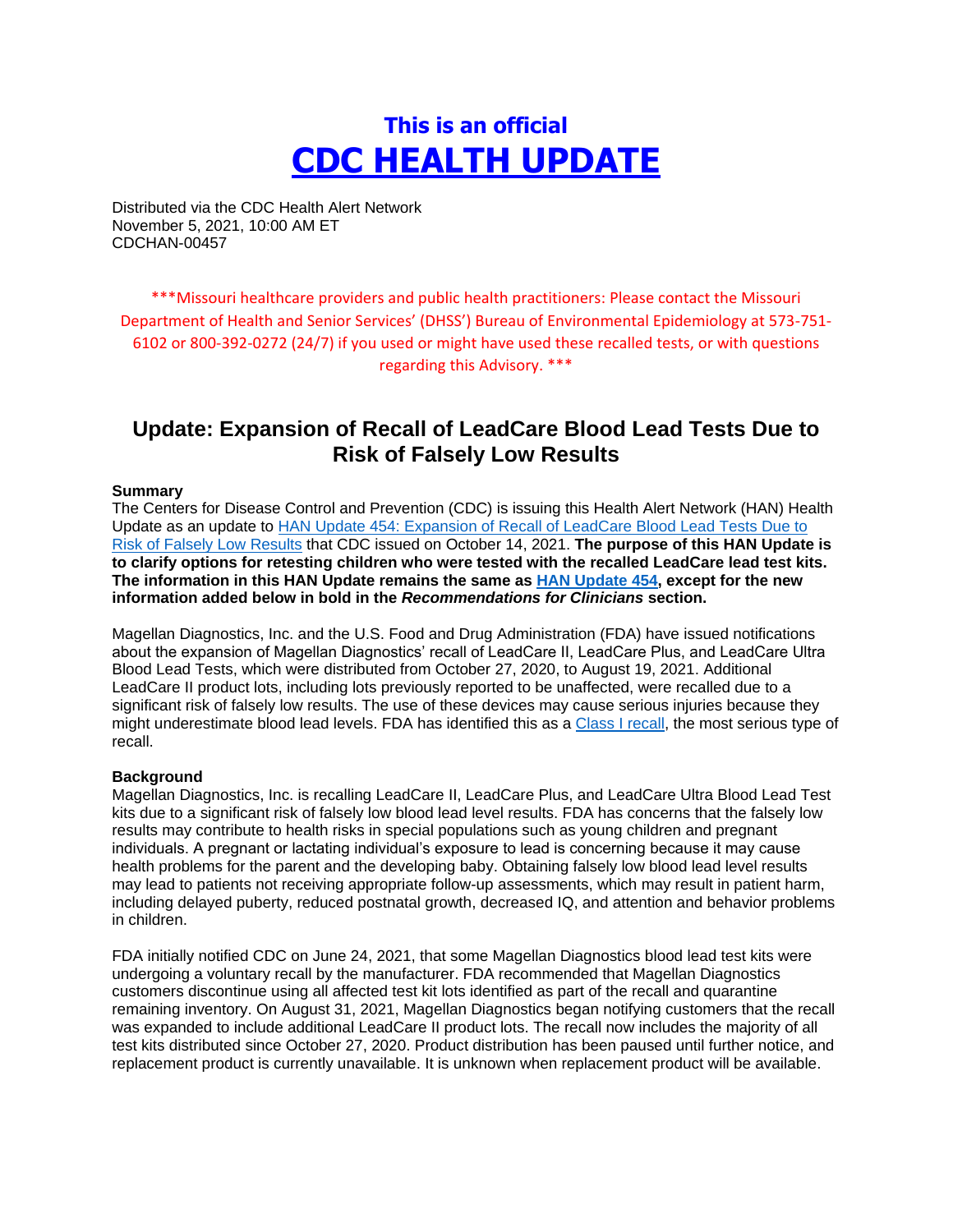**This is an official**

# [CDC HEALTH UPDATE]

Distributed via the CDC Health Alert Network
November 5, 2021, 10:00 AM ET
CDCHAN-00457

***Missouri healthcare providers and public health practitioners: Please contact the Missouri Department of Health and Senior Services' (DHSS') Bureau of Environmental Epidemiology at 573-751-6102 or 800-392-0272 (24/7) if you used or might have used these recalled tests, or with questions regarding this Advisory. ***

## Update: Expansion of Recall of LeadCare Blood Lead Tests Due to Risk of Falsely Low Results

**Summary**

The Centers for Disease Control and Prevention (CDC) is issuing this Health Alert Network (HAN) Health Update as an update to [HAN Update 454: Expansion of Recall of LeadCare Blood Lead Tests Due to Risk of Falsely Low Results] that CDC issued on October 14, 2021. **The purpose of this HAN Update is to clarify options for retesting children who were tested with the recalled LeadCare lead test kits. The information in this HAN Update remains the same as [HAN Update 454], except for the new information added below in bold in the *Recommendations for Clinicians* section.**

Magellan Diagnostics, Inc. and the U.S. Food and Drug Administration (FDA) have issued notifications about the expansion of Magellan Diagnostics' recall of LeadCare II, LeadCare Plus, and LeadCare Ultra Blood Lead Tests, which were distributed from October 27, 2020, to August 19, 2021. Additional LeadCare II product lots, including lots previously reported to be unaffected, were recalled due to a significant risk of falsely low results. The use of these devices may cause serious injuries because they might underestimate blood lead levels. FDA has identified this as a [Class I recall], the most serious type of recall.

**Background**

Magellan Diagnostics, Inc. is recalling LeadCare II, LeadCare Plus, and LeadCare Ultra Blood Lead Test kits due to a significant risk of falsely low blood lead level results. FDA has concerns that the falsely low results may contribute to health risks in special populations such as young children and pregnant individuals. A pregnant or lactating individual's exposure to lead is concerning because it may cause health problems for the parent and the developing baby. Obtaining falsely low blood lead level results may lead to patients not receiving appropriate follow-up assessments, which may result in patient harm, including delayed puberty, reduced postnatal growth, decreased IQ, and attention and behavior problems in children.

FDA initially notified CDC on June 24, 2021, that some Magellan Diagnostics blood lead test kits were undergoing a voluntary recall by the manufacturer. FDA recommended that Magellan Diagnostics customers discontinue using all affected test kit lots identified as part of the recall and quarantine remaining inventory. On August 31, 2021, Magellan Diagnostics began notifying customers that the recall was expanded to include additional LeadCare II product lots. The recall now includes the majority of all test kits distributed since October 27, 2020. Product distribution has been paused until further notice, and replacement product is currently unavailable. It is unknown when replacement product will be available.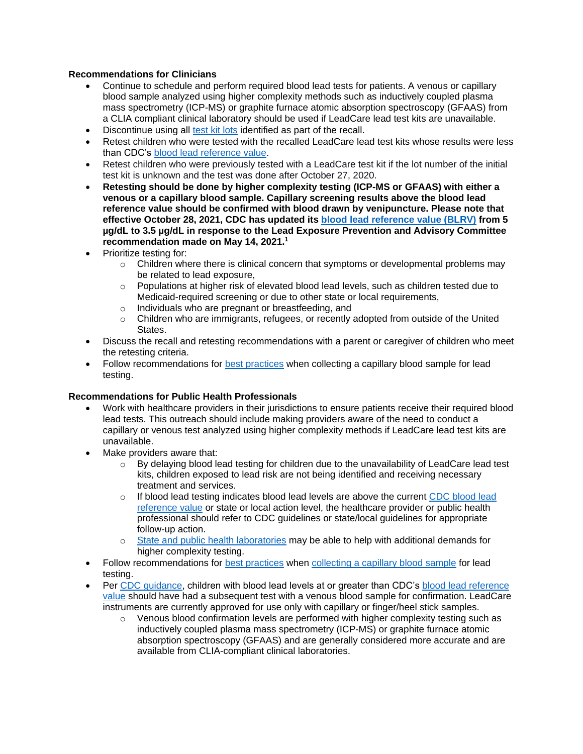**Recommendations for Clinicians**

- Continue to schedule and perform required blood lead tests for patients. A venous or capillary blood sample analyzed using higher complexity methods such as inductively coupled plasma mass spectrometry (ICP-MS) or graphite furnace atomic absorption spectroscopy (GFAAS) from a CLIA compliant clinical laboratory should be used if LeadCare lead test kits are unavailable.
- Discontinue using all test kit lots identified as part of the recall.
- Retest children who were tested with the recalled LeadCare lead test kits whose results were less than CDC's blood lead reference value.
- Retest children who were previously tested with a LeadCare test kit if the lot number of the initial test kit is unknown and the test was done after October 27, 2020.
- **Retesting should be done by higher complexity testing (ICP-MS or GFAAS) with either a venous or a capillary blood sample. Capillary screening results above the blood lead reference value should be confirmed with blood drawn by venipuncture. Please note that effective October 28, 2021, CDC has updated its blood lead reference value (BLRV) from 5 µg/dL to 3.5 µg/dL in response to the Lead Exposure Prevention and Advisory Committee recommendation made on May 14, 2021.[1]**
- Prioritize testing for:
  - Children where there is clinical concern that symptoms or developmental problems may be related to lead exposure,
  - Populations at higher risk of elevated blood lead levels, such as children tested due to Medicaid-required screening or due to other state or local requirements,
  - Individuals who are pregnant or breastfeeding, and
  - Children who are immigrants, refugees, or recently adopted from outside of the United States.
- Discuss the recall and retesting recommendations with a parent or caregiver of children who meet the retesting criteria.
- Follow recommendations for best practices when collecting a capillary blood sample for lead testing.

**Recommendations for Public Health Professionals**

- Work with healthcare providers in their jurisdictions to ensure patients receive their required blood lead tests. This outreach should include making providers aware of the need to conduct a capillary or venous test analyzed using higher complexity methods if LeadCare lead test kits are unavailable.
- Make providers aware that:
  - By delaying blood lead testing for children due to the unavailability of LeadCare lead test kits, children exposed to lead risk are not being identified and receiving necessary treatment and services.
  - If blood lead testing indicates blood lead levels are above the current CDC blood lead reference value or state or local action level, the healthcare provider or public health professional should refer to CDC guidelines or state/local guidelines for appropriate follow-up action.
  - State and public health laboratories may be able to help with additional demands for higher complexity testing.
- Follow recommendations for best practices when collecting a capillary blood sample for lead testing.
- Per CDC guidance, children with blood lead levels at or greater than CDC's blood lead reference value should have had a subsequent test with a venous blood sample for confirmation. LeadCare instruments are currently approved for use only with capillary or finger/heel stick samples.
  - Venous blood confirmation levels are performed with higher complexity testing such as inductively coupled plasma mass spectrometry (ICP-MS) or graphite furnace atomic absorption spectroscopy (GFAAS) and are generally considered more accurate and are available from CLIA-compliant clinical laboratories.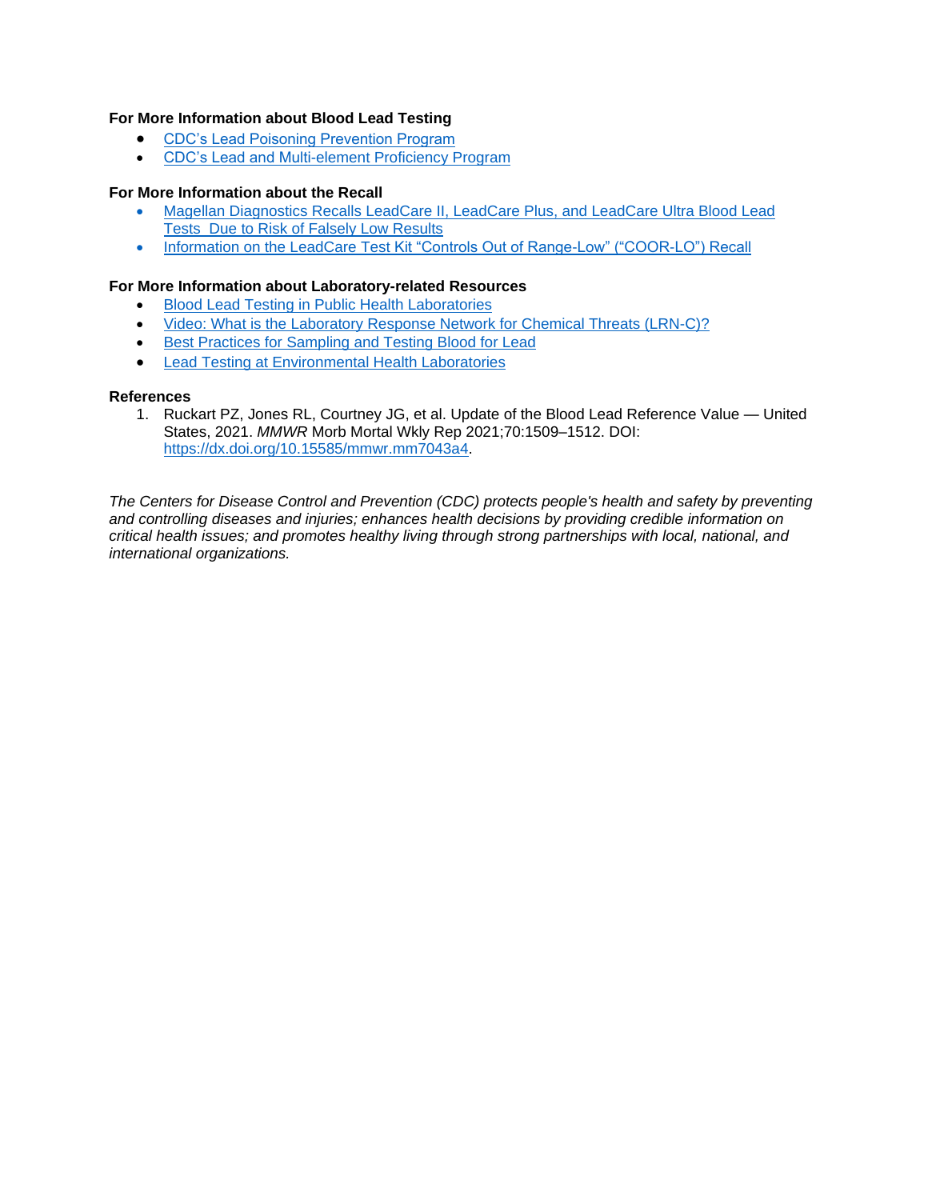**For More Information about Blood Lead Testing**

- CDC's Lead Poisoning Prevention Program
- CDC's Lead and Multi-element Proficiency Program

**For More Information about the Recall**

- Magellan Diagnostics Recalls LeadCare II, LeadCare Plus, and LeadCare Ultra Blood Lead Tests Due to Risk of Falsely Low Results
- Information on the LeadCare Test Kit "Controls Out of Range-Low" ("COOR-LO") Recall

**For More Information about Laboratory-related Resources**

- Blood Lead Testing in Public Health Laboratories
- Video: What is the Laboratory Response Network for Chemical Threats (LRN-C)?
- Best Practices for Sampling and Testing Blood for Lead
- Lead Testing at Environmental Health Laboratories

**References**

1. Ruckart PZ, Jones RL, Courtney JG, et al. Update of the Blood Lead Reference Value — United States, 2021. *MMWR* Morb Mortal Wkly Rep 2021;70:1509–1512. DOI: https://dx.doi.org/10.15585/mmwr.mm7043a4.

*The Centers for Disease Control and Prevention (CDC) protects people's health and safety by preventing and controlling diseases and injuries; enhances health decisions by providing credible information on critical health issues; and promotes healthy living through strong partnerships with local, national, and international organizations.*